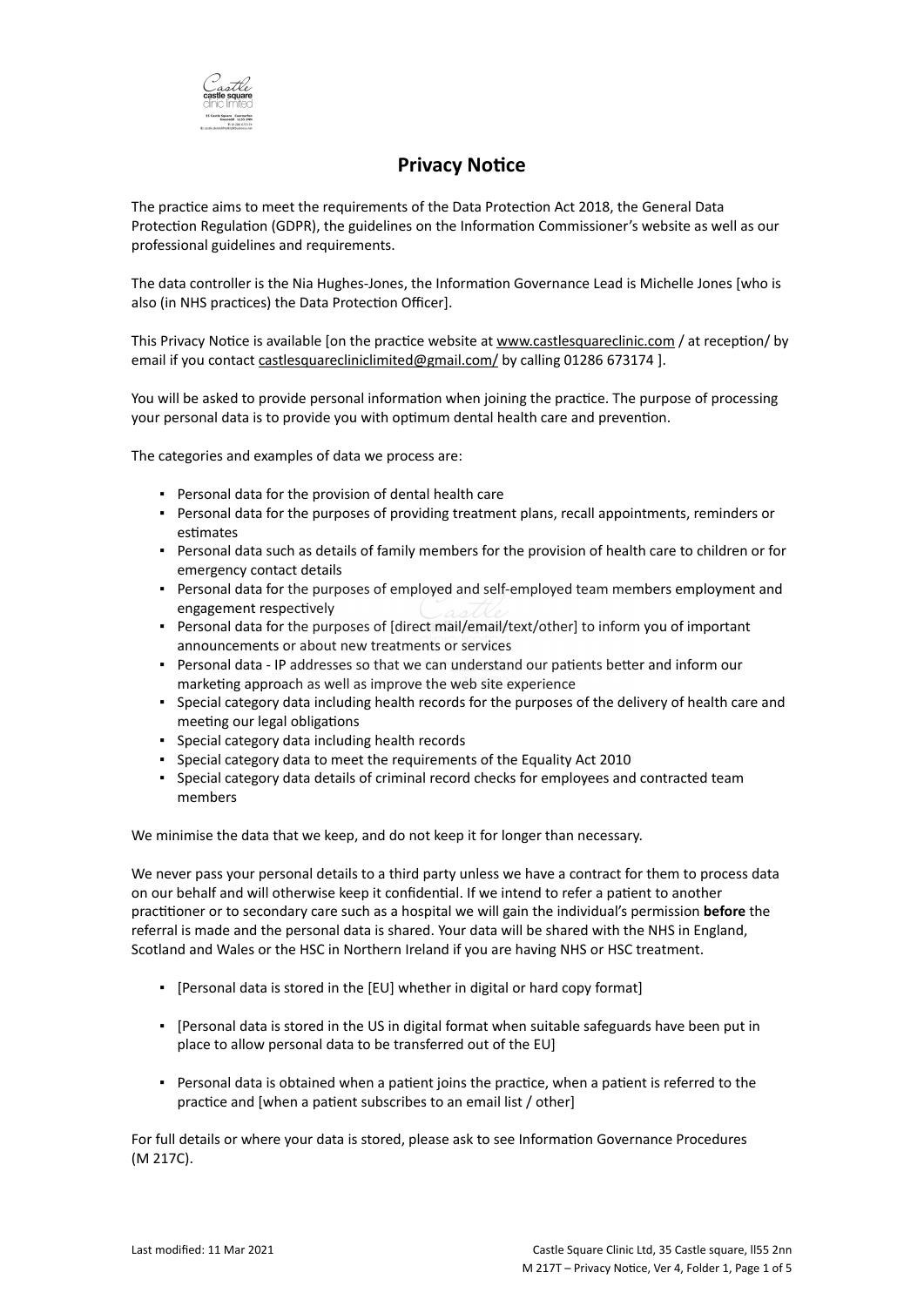# Privacy Notice

The practice aims to meet the requirements of the Data Protection Act 2018, the General Data Protection Regulation (GDPR), the guidelines on the Information Commissioner's website as well as our professional guidelines and requirements.

The data controller is the Nia Hughes-Jones, the Information Governance Lead is Michelle Jones [who is also (in NHS practices) the Data Protection Officer].

This Privacy Notice is available [on the practice website at www.castlesquareclinic.com / at reception/ by email if you contact castlesquarecliniclimited@gmail.com/ by calling 01286 673174 ].

You will be asked to provide personal information when joining the practice. The purpose of processing your personal data is to provide you with optimum dental health care and prevention.

The categories and examples of data we process are:

- Personal data for the provision of dental health care
- Personal data for the purposes of providing treatment plans, recall appointments, reminders or estimates
- Personal data such as details of family members for the provision of health care to children or for emergency contact details
- Personal data for the purposes of employed and self-employed team members employment and engagement respectively
- Personal data for the purposes of [direct mail/email/text/other] to inform you of important announcements or about new treatments or services
- Personal data - IP addresses so that we can understand our patients better and inform our marketing approach as well as improve the web site experience
- Special category data including health records for the purposes of the delivery of health care and meeting our legal obligations
- Special category data including health records
- Special category data to meet the requirements of the Equality Act 2010
- Special category data details of criminal record checks for employees and contracted team members

We minimise the data that we keep, and do not keep it for longer than necessary.

We never pass your personal details to a third party unless we have a contract for them to process data on our behalf and will otherwise keep it confidential. If we intend to refer a patient to another practitioner or to secondary care such as a hospital we will gain the individual's permission **before** the referral is made and the personal data is shared. Your data will be shared with the NHS in England, Scotland and Wales or the HSC in Northern Ireland if you are having NHS or HSC treatment.

- [Personal data is stored in the [EU] whether in digital or hard copy format]
- [Personal data is stored in the US in digital format when suitable safeguards have been put in place to allow personal data to be transferred out of the EU]
- Personal data is obtained when a patient joins the practice, when a patient is referred to the practice and [when a patient subscribes to an email list / other]

For full details or where your data is stored, please ask to see Information Governance Procedures (M 217C).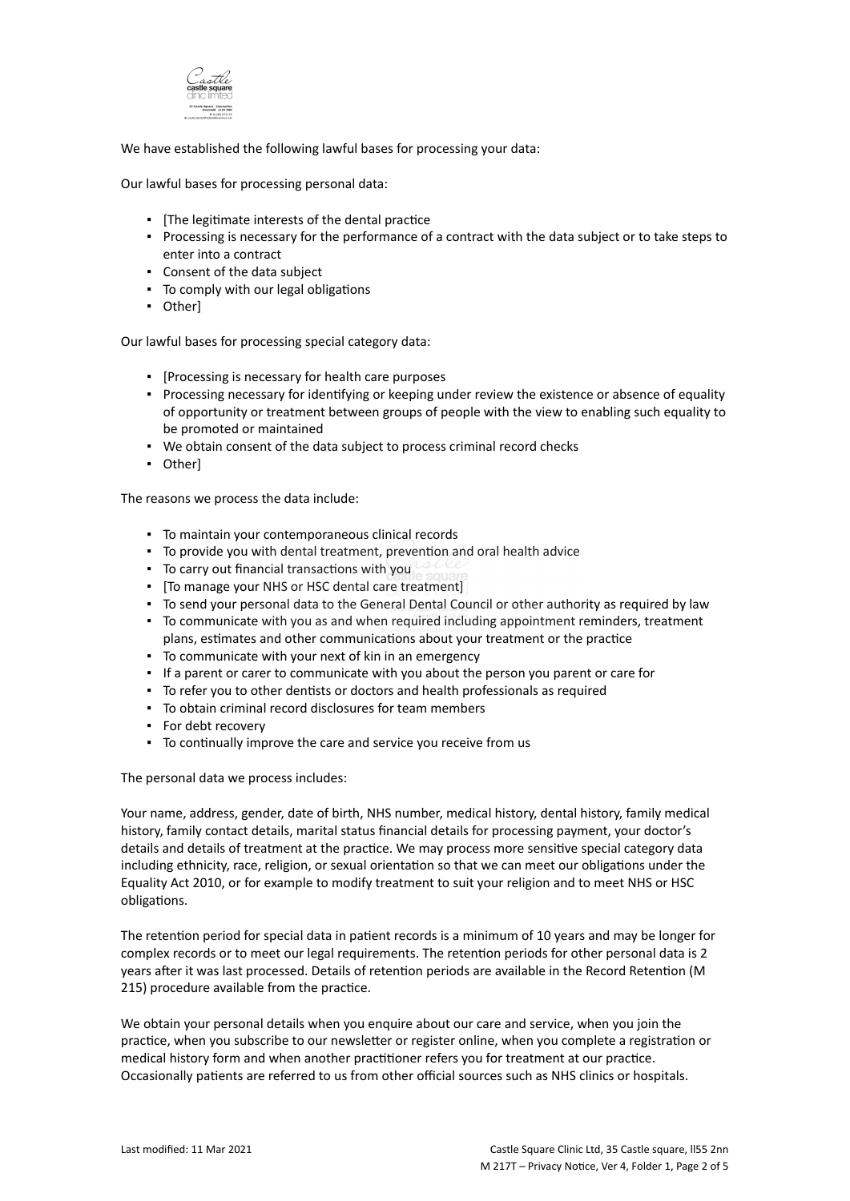We have established the following lawful bases for processing your data:

Our lawful bases for processing personal data:

- [The legitimate interests of the dental practice
- Processing is necessary for the performance of a contract with the data subject or to take steps to enter into a contract
- Consent of the data subject
- To comply with our legal obligations
- Other]

Our lawful bases for processing special category data:

- [Processing is necessary for health care purposes
- Processing necessary for identifying or keeping under review the existence or absence of equality of opportunity or treatment between groups of people with the view to enabling such equality to be promoted or maintained
- We obtain consent of the data subject to process criminal record checks
- Other]

The reasons we process the data include:

- To maintain your contemporaneous clinical records
- To provide you with dental treatment, prevention and oral health advice
- To carry out financial transactions with you
- [To manage your NHS or HSC dental care treatment]
- To send your personal data to the General Dental Council or other authority as required by law
- To communicate with you as and when required including appointment reminders, treatment plans, estimates and other communications about your treatment or the practice
- To communicate with your next of kin in an emergency
- If a parent or carer to communicate with you about the person you parent or care for
- To refer you to other dentists or doctors and health professionals as required
- To obtain criminal record disclosures for team members
- For debt recovery
- To continually improve the care and service you receive from us

The personal data we process includes:

Your name, address, gender, date of birth, NHS number, medical history, dental history, family medical history, family contact details, marital status financial details for processing payment, your doctor's details and details of treatment at the practice. We may process more sensitive special category data including ethnicity, race, religion, or sexual orientation so that we can meet our obligations under the Equality Act 2010, or for example to modify treatment to suit your religion and to meet NHS or HSC obligations.

The retention period for special data in patient records is a minimum of 10 years and may be longer for complex records or to meet our legal requirements. The retention periods for other personal data is 2 years after it was last processed. Details of retention periods are available in the Record Retention (M 215) procedure available from the practice.

We obtain your personal details when you enquire about our care and service, when you join the practice, when you subscribe to our newsletter or register online, when you complete a registration or medical history form and when another practitioner refers you for treatment at our practice. Occasionally patients are referred to us from other official sources such as NHS clinics or hospitals.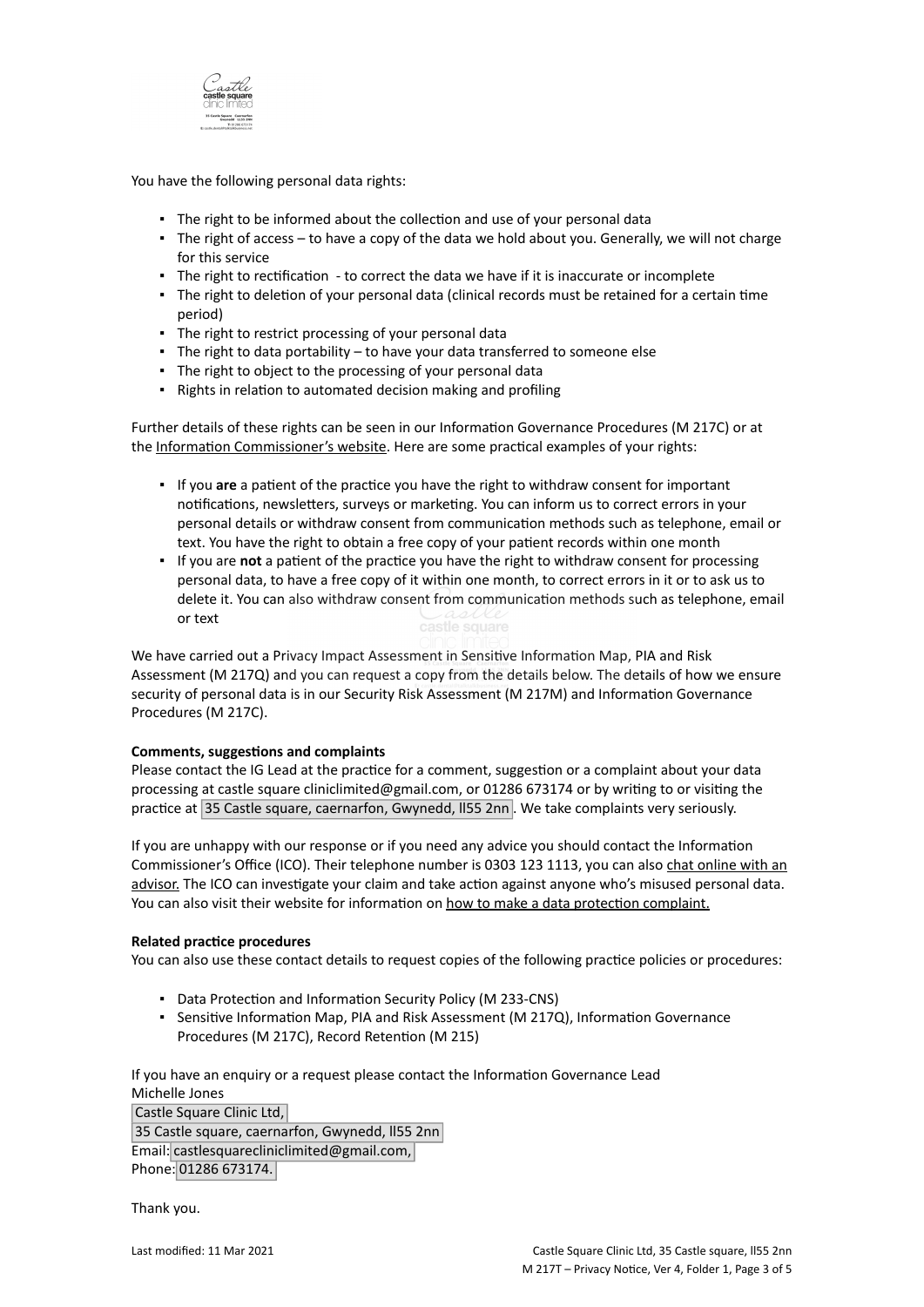You have the following personal data rights:

- The right to be informed about the collection and use of your personal data
- The right of access – to have a copy of the data we hold about you. Generally, we will not charge for this service
- The right to rectification - to correct the data we have if it is inaccurate or incomplete
- The right to deletion of your personal data (clinical records must be retained for a certain time period)
- The right to restrict processing of your personal data
- The right to data portability – to have your data transferred to someone else
- The right to object to the processing of your personal data
- Rights in relation to automated decision making and profiling

Further details of these rights can be seen in our Information Governance Procedures (M 217C) or at the Information Commissioner's website. Here are some practical examples of your rights:

- If you **are** a patient of the practice you have the right to withdraw consent for important notifications, newsletters, surveys or marketing. You can inform us to correct errors in your personal details or withdraw consent from communication methods such as telephone, email or text. You have the right to obtain a free copy of your patient records within one month
- If you are **not** a patient of the practice you have the right to withdraw consent for processing personal data, to have a free copy of it within one month, to correct errors in it or to ask us to delete it. You can also withdraw consent from communication methods such as telephone, email or text

We have carried out a Privacy Impact Assessment in Sensitive Information Map, PIA and Risk Assessment (M 217Q) and you can request a copy from the details below. The details of how we ensure security of personal data is in our Security Risk Assessment (M 217M) and Information Governance Procedures (M 217C).

**Comments, suggestions and complaints**

Please contact the IG Lead at the practice for a comment, suggestion or a complaint about your data processing at castle square cliniclimited@gmail.com, or 01286 673174 or by writing to or visiting the practice at 35 Castle square, caernarfon, Gwynedd, ll55 2nn. We take complaints very seriously.

If you are unhappy with our response or if you need any advice you should contact the Information Commissioner's Office (ICO). Their telephone number is 0303 123 1113, you can also chat online with an advisor. The ICO can investigate your claim and take action against anyone who's misused personal data. You can also visit their website for information on how to make a data protection complaint.

**Related practice procedures**

You can also use these contact details to request copies of the following practice policies or procedures:

- Data Protection and Information Security Policy (M 233-CNS)
- Sensitive Information Map, PIA and Risk Assessment (M 217Q), Information Governance Procedures (M 217C), Record Retention (M 215)

If you have an enquiry or a request please contact the Information Governance Lead
Michelle Jones
Castle Square Clinic Ltd,
35 Castle square, caernarfon, Gwynedd, ll55 2nn
Email: castlesquarecliniclimited@gmail.com,
Phone: 01286 673174.

Thank you.

Last modified: 11 Mar 2021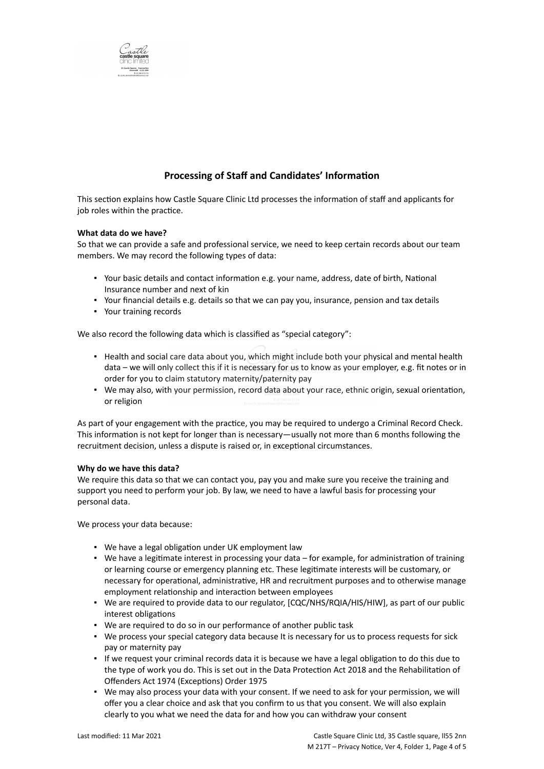## Processing of Staff and Candidates' Information

This section explains how Castle Square Clinic Ltd processes the information of staff and applicants for job roles within the practice.

**What data do we have?**

So that we can provide a safe and professional service, we need to keep certain records about our team members. We may record the following types of data:

- Your basic details and contact information e.g. your name, address, date of birth, National Insurance number and next of kin
- Your financial details e.g. details so that we can pay you, insurance, pension and tax details
- Your training records

We also record the following data which is classified as "special category":

- Health and social care data about you, which might include both your physical and mental health data – we will only collect this if it is necessary for us to know as your employer, e.g. fit notes or in order for you to claim statutory maternity/paternity pay
- We may also, with your permission, record data about your race, ethnic origin, sexual orientation, or religion

As part of your engagement with the practice, you may be required to undergo a Criminal Record Check. This information is not kept for longer than is necessary—usually not more than 6 months following the recruitment decision, unless a dispute is raised or, in exceptional circumstances.

**Why do we have this data?**

We require this data so that we can contact you, pay you and make sure you receive the training and support you need to perform your job. By law, we need to have a lawful basis for processing your personal data.

We process your data because:

- We have a legal obligation under UK employment law
- We have a legitimate interest in processing your data – for example, for administration of training or learning course or emergency planning etc. These legitimate interests will be customary, or necessary for operational, administrative, HR and recruitment purposes and to otherwise manage employment relationship and interaction between employees
- We are required to provide data to our regulator, [CQC/NHS/RQIA/HIS/HIW], as part of our public interest obligations
- We are required to do so in our performance of another public task
- We process your special category data because It is necessary for us to process requests for sick pay or maternity pay
- If we request your criminal records data it is because we have a legal obligation to do this due to the type of work you do. This is set out in the Data Protection Act 2018 and the Rehabilitation of Offenders Act 1974 (Exceptions) Order 1975
- We may also process your data with your consent. If we need to ask for your permission, we will offer you a clear choice and ask that you confirm to us that you consent. We will also explain clearly to you what we need the data for and how you can withdraw your consent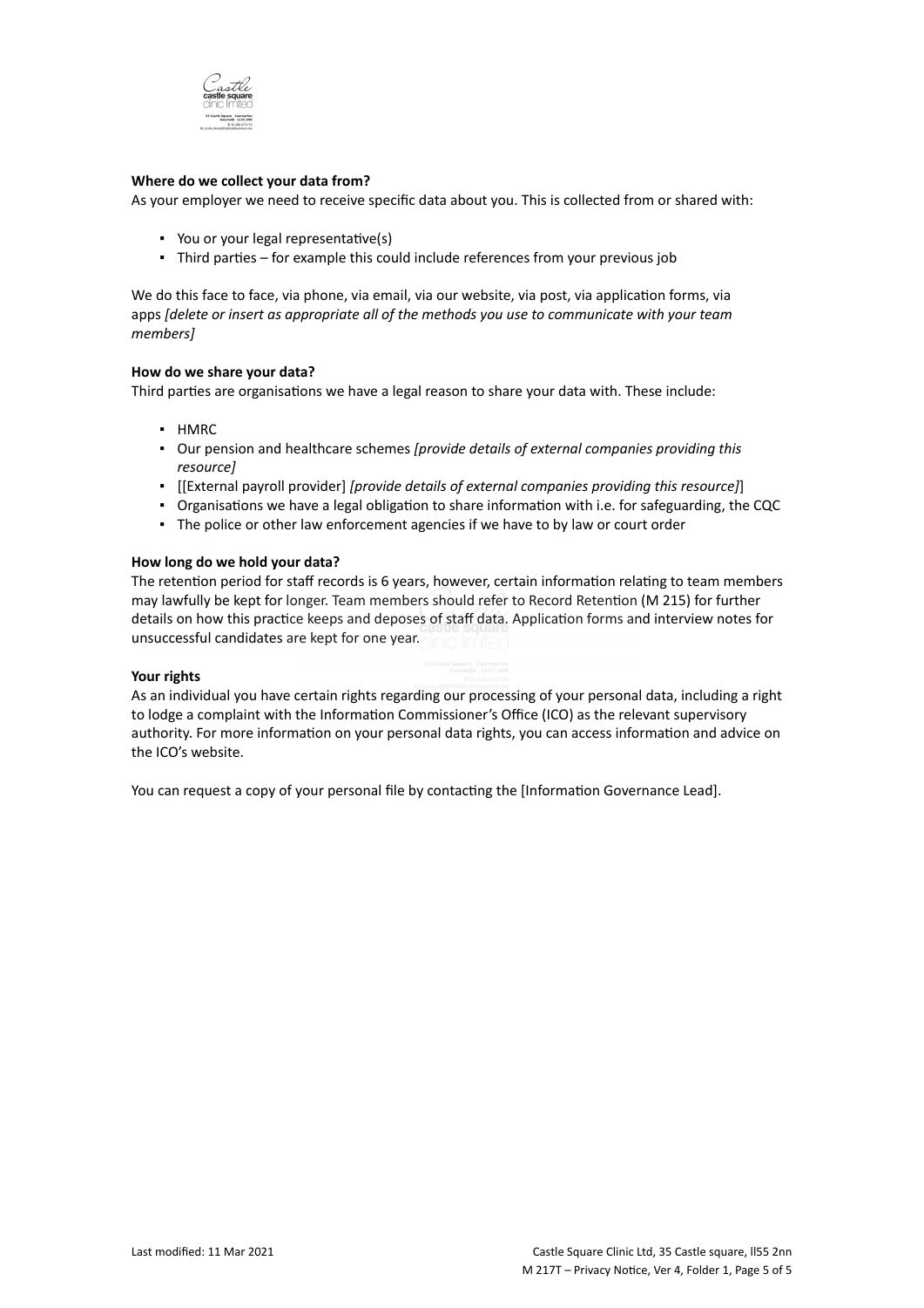**Where do we collect your data from?**
As your employer we need to receive specific data about you. This is collected from or shared with:

- You or your legal representative(s)
- Third parties – for example this could include references from your previous job

We do this face to face, via phone, via email, via our website, via post, via application forms, via apps *[delete or insert as appropriate all of the methods you use to communicate with your team members]*

**How do we share your data?**
Third parties are organisations we have a legal reason to share your data with. These include:

- HMRC
- Our pension and healthcare schemes *[provide details of external companies providing this resource]*
- [[External payroll provider] *[provide details of external companies providing this resource]*]
- Organisations we have a legal obligation to share information with i.e. for safeguarding, the CQC
- The police or other law enforcement agencies if we have to by law or court order

**How long do we hold your data?**
The retention period for staff records is 6 years, however, certain information relating to team members may lawfully be kept for longer. Team members should refer to Record Retention (M 215) for further details on how this practice keeps and deposes of staff data. Application forms and interview notes for unsuccessful candidates are kept for one year.

**Your rights**
As an individual you have certain rights regarding our processing of your personal data, including a right to lodge a complaint with the Information Commissioner's Office (ICO) as the relevant supervisory authority. For more information on your personal data rights, you can access information and advice on the ICO's website.

You can request a copy of your personal file by contacting the [Information Governance Lead].